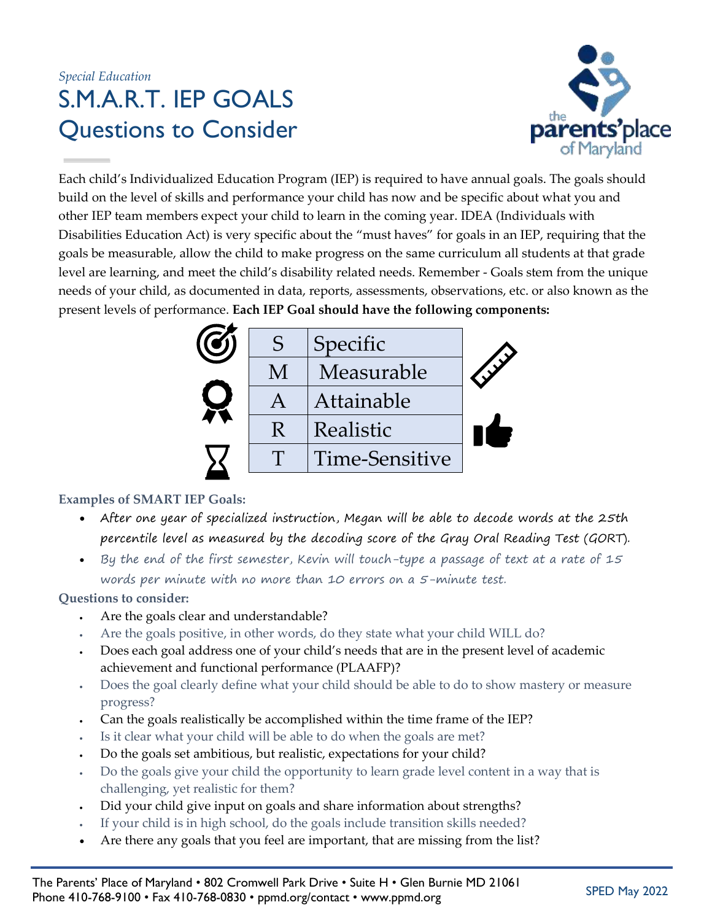*Special Education*

# S.M.A.R.T. IEP GOALS
# Questions to Consider

Each child's Individualized Education Program (IEP) is required to have annual goals. The goals should build on the level of skills and performance your child has now and be specific about what you and other IEP team members expect your child to learn in the coming year. IDEA (Individuals with Disabilities Education Act) is very specific about the "must haves" for goals in an IEP, requiring that the goals be measurable, allow the child to make progress on the same curriculum all students at that grade level are learning, and meet the child's disability related needs. Remember - Goals stem from the unique needs of your child, as documented in data, reports, assessments, observations, etc. or also known as the present levels of performance. **Each IEP Goal should have the following components:**

| | |
|---|---|
| S | Specific |
| M | Measurable |
| A | Attainable |
| R | Realistic |
| T | Time-Sensitive |

**Examples of SMART IEP Goals:**

- After one year of specialized instruction, Megan will be able to decode words at the 25th percentile level as measured by the decoding score of the Gray Oral Reading Test (GORT).
- By the end of the first semester, Kevin will touch-type a passage of text at a rate of 15 words per minute with no more than 10 errors on a 5-minute test.

**Questions to consider:**

- Are the goals clear and understandable?
- Are the goals positive, in other words, do they state what your child WILL do?
- Does each goal address one of your child's needs that are in the present level of academic achievement and functional performance (PLAAFP)?
- Does the goal clearly define what your child should be able to do to show mastery or measure progress?
- Can the goals realistically be accomplished within the time frame of the IEP?
- Is it clear what your child will be able to do when the goals are met?
- Do the goals set ambitious, but realistic, expectations for your child?
- Do the goals give your child the opportunity to learn grade level content in a way that is challenging, yet realistic for them?
- Did your child give input on goals and share information about strengths?
- If your child is in high school, do the goals include transition skills needed?
- Are there any goals that you feel are important, that are missing from the list?

The Parents' Place of Maryland • 802 Cromwell Park Drive • Suite H • Glen Burnie MD 21061
Phone 410-768-9100 • Fax 410-768-0830 • ppmd.org/contact • www.ppmd.org

SPED May 2022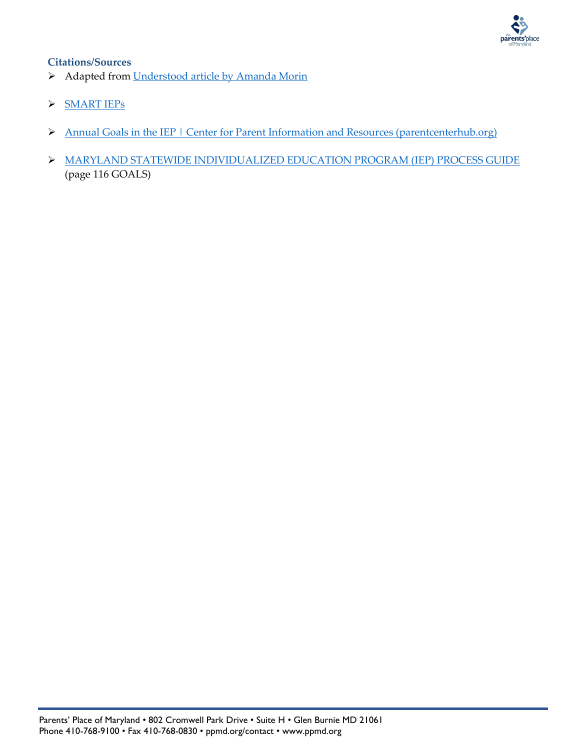### Citations/Sources

- Adapted from Understood article by Amanda Morin
- SMART IEPs
- Annual Goals in the IEP | Center for Parent Information and Resources (parentcenterhub.org)
- MARYLAND STATEWIDE INDIVIDUALIZED EDUCATION PROGRAM (IEP) PROCESS GUIDE (page 116 GOALS)

Parents' Place of Maryland • 802 Cromwell Park Drive • Suite H • Glen Burnie MD 21061
Phone 410-768-9100 • Fax 410-768-0830 • ppmd.org/contact • www.ppmd.org